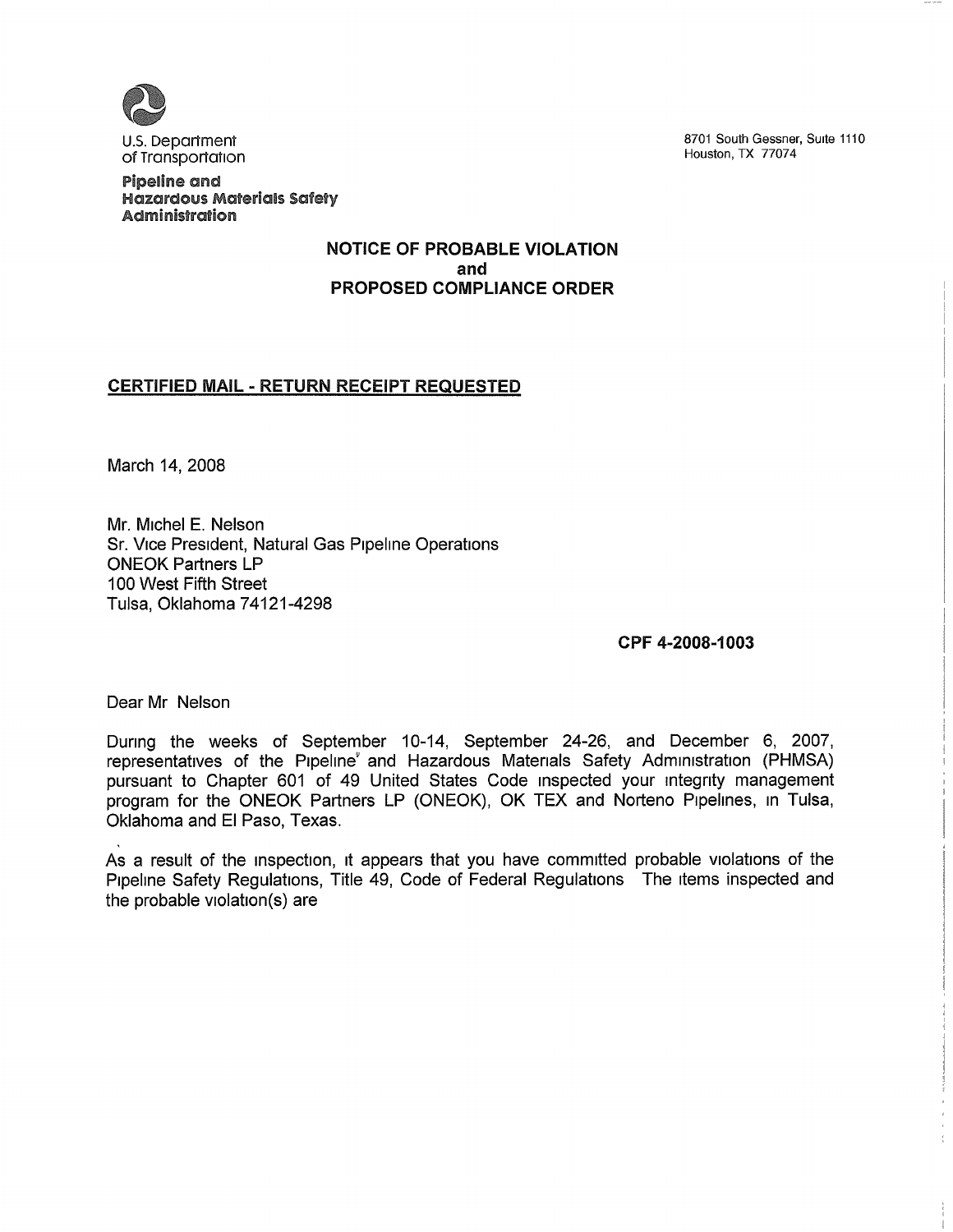U.S. Department of Transportation

**Pipeline and Hazardous Materials Safety Administration**

8701 South Gessner, Suite 1110
Houston, TX 77074

**NOTICE OF PROBABLE VIOLATION**
**and**
**PROPOSED COMPLIANCE ORDER**

**CERTIFIED MAIL - RETURN RECEIPT REQUESTED**

March 14, 2008

Mr. Michel E. Nelson
Sr. Vice President, Natural Gas Pipeline Operations
ONEOK Partners LP
100 West Fifth Street
Tulsa, Oklahoma 74121-4298

**CPF 4-2008-1003**

Dear Mr Nelson

During the weeks of September 10-14, September 24-26, and December 6, 2007, representatives of the Pipeline and Hazardous Materials Safety Administration (PHMSA) pursuant to Chapter 601 of 49 United States Code inspected your integrity management program for the ONEOK Partners LP (ONEOK), OK TEX and Norteno Pipelines, in Tulsa, Oklahoma and El Paso, Texas.

As a result of the inspection, it appears that you have committed probable violations of the Pipeline Safety Regulations, Title 49, Code of Federal Regulations The items inspected and the probable violation(s) are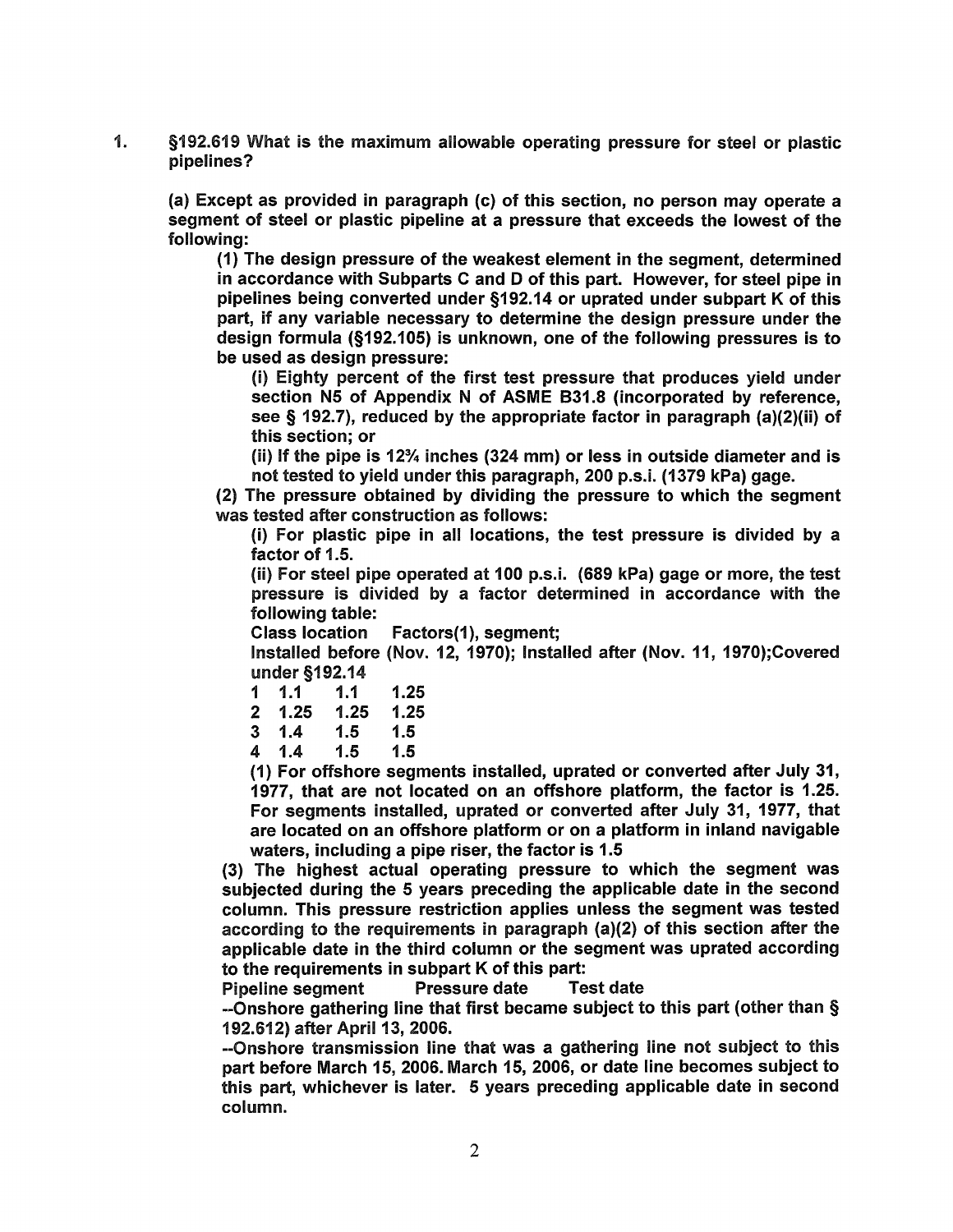1. **§192.619 What is the maximum allowable operating pressure for steel or plastic pipelines?**

   **(a) Except as provided in paragraph (c) of this section, no person may operate a segment of steel or plastic pipeline at a pressure that exceeds the lowest of the following:**

   **(1) The design pressure of the weakest element in the segment, determined in accordance with Subparts C and D of this part. However, for steel pipe in pipelines being converted under §192.14 or uprated under subpart K of this part, if any variable necessary to determine the design pressure under the design formula (§192.105) is unknown, one of the following pressures is to be used as design pressure:**

   **(i) Eighty percent of the first test pressure that produces yield under section N5 of Appendix N of ASME B31.8 (incorporated by reference, see § 192.7), reduced by the appropriate factor in paragraph (a)(2)(ii) of this section; or**

   **(ii) If the pipe is 12¾ inches (324 mm) or less in outside diameter and is not tested to yield under this paragraph, 200 p.s.i. (1379 kPa) gage.**

   **(2) The pressure obtained by dividing the pressure to which the segment was tested after construction as follows:**

   **(i) For plastic pipe in all locations, the test pressure is divided by a factor of 1.5.**

   **(ii) For steel pipe operated at 100 p.s.i. (689 kPa) gage or more, the test pressure is divided by a factor determined in accordance with the following table:**

   **Class location Factors(1), segment;**

   **Installed before (Nov. 12, 1970); Installed after (Nov. 11, 1970);Covered under §192.14**

   | Class location | Installed before (Nov. 12, 1970) | Installed after (Nov. 11, 1970) | Covered under §192.14 |
   |---|---|---|---|
   | 1 | 1.1 | 1.1 | 1.25 |
   | 2 | 1.25 | 1.25 | 1.25 |
   | 3 | 1.4 | 1.5 | 1.5 |
   | 4 | 1.4 | 1.5 | 1.5 |

   **(1) For offshore segments installed, uprated or converted after July 31, 1977, that are not located on an offshore platform, the factor is 1.25. For segments installed, uprated or converted after July 31, 1977, that are located on an offshore platform or on a platform in inland navigable waters, including a pipe riser, the factor is 1.5**

   **(3) The highest actual operating pressure to which the segment was subjected during the 5 years preceding the applicable date in the second column. This pressure restriction applies unless the segment was tested according to the requirements in paragraph (a)(2) of this section after the applicable date in the third column or the segment was uprated according to the requirements in subpart K of this part:**

   **Pipeline segment Pressure date Test date**

   **--Onshore gathering line that first became subject to this part (other than § 192.612) after April 13, 2006.**

   **--Onshore transmission line that was a gathering line not subject to this part before March 15, 2006. March 15, 2006, or date line becomes subject to this part, whichever is later. 5 years preceding applicable date in second column.**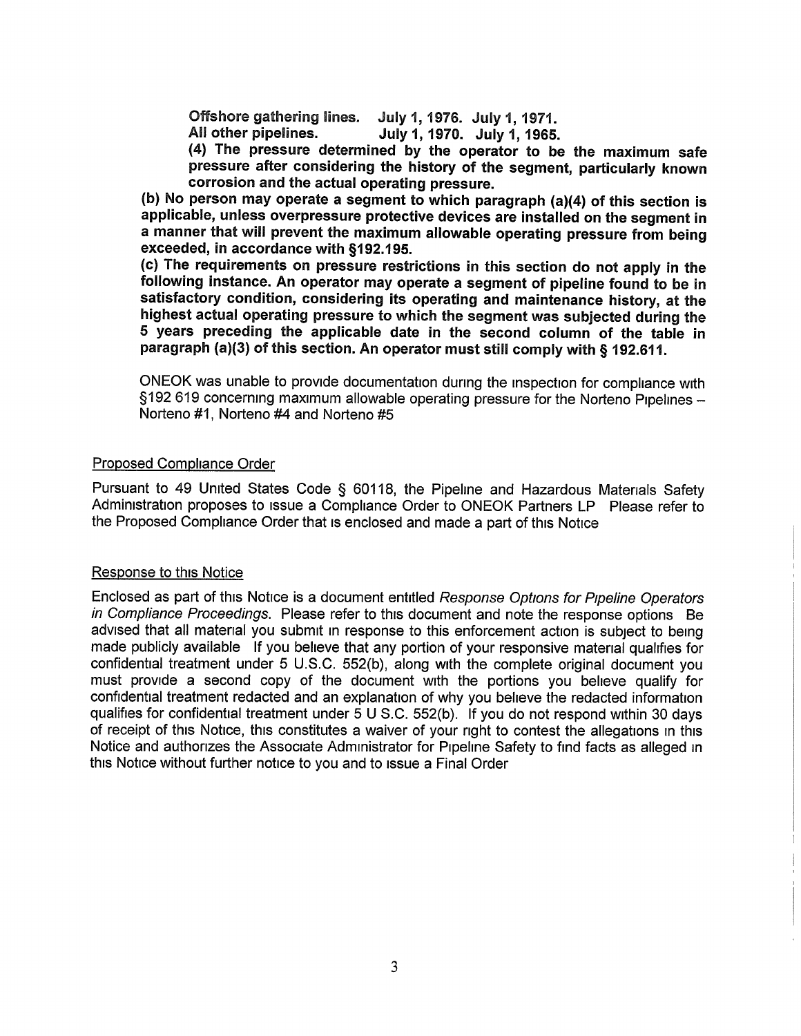**Offshore gathering lines. July 1, 1976. July 1, 1971.**
**All other pipelines. July 1, 1970. July 1, 1965.**

**(4) The pressure determined by the operator to be the maximum safe pressure after considering the history of the segment, particularly known corrosion and the actual operating pressure.**

**(b) No person may operate a segment to which paragraph (a)(4) of this section is applicable, unless overpressure protective devices are installed on the segment in a manner that will prevent the maximum allowable operating pressure from being exceeded, in accordance with §192.195.**

**(c) The requirements on pressure restrictions in this section do not apply in the following instance. An operator may operate a segment of pipeline found to be in satisfactory condition, considering its operating and maintenance history, at the highest actual operating pressure to which the segment was subjected during the 5 years preceding the applicable date in the second column of the table in paragraph (a)(3) of this section. An operator must still comply with § 192.611.**

ONEOK was unable to provide documentation during the inspection for compliance with §192 619 concerning maximum allowable operating pressure for the Norteno Pipelines – Norteno #1, Norteno #4 and Norteno #5

Proposed Compliance Order

Pursuant to 49 United States Code § 60118, the Pipeline and Hazardous Materials Safety Administration proposes to issue a Compliance Order to ONEOK Partners LP Please refer to the Proposed Compliance Order that is enclosed and made a part of this Notice

Response to this Notice

Enclosed as part of this Notice is a document entitled *Response Options for Pipeline Operators in Compliance Proceedings*. Please refer to this document and note the response options Be advised that all material you submit in response to this enforcement action is subject to being made publicly available If you believe that any portion of your responsive material qualifies for confidential treatment under 5 U.S.C. 552(b), along with the complete original document you must provide a second copy of the document with the portions you believe qualify for confidential treatment redacted and an explanation of why you believe the redacted information qualifies for confidential treatment under 5 U S.C. 552(b). If you do not respond within 30 days of receipt of this Notice, this constitutes a waiver of your right to contest the allegations in this Notice and authorizes the Associate Administrator for Pipeline Safety to find facts as alleged in this Notice without further notice to you and to issue a Final Order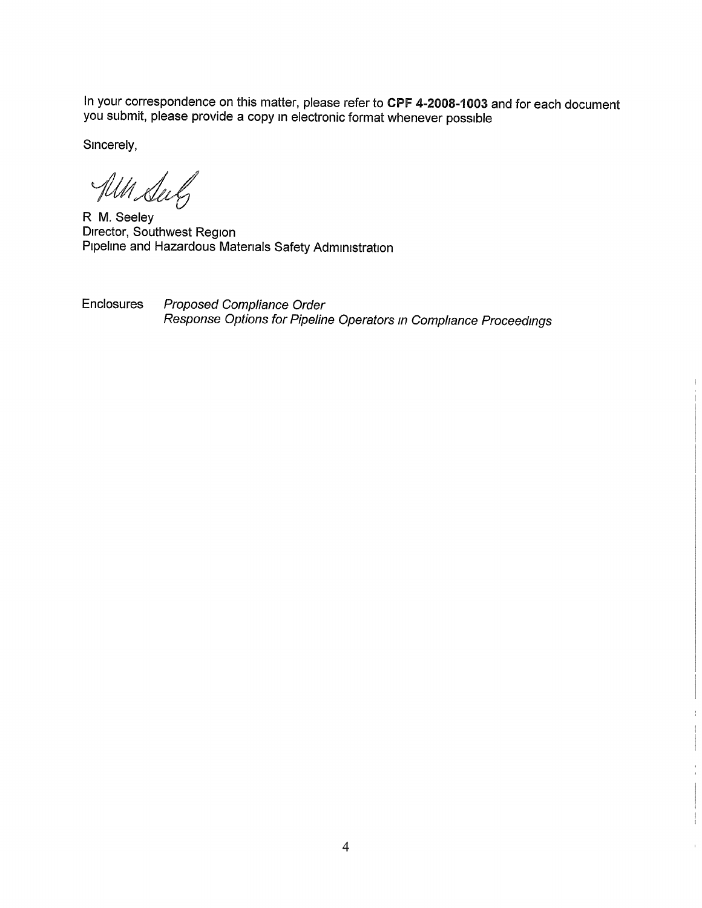In your correspondence on this matter, please refer to **CPF 4-2008-1003** and for each document you submit, please provide a copy in electronic format whenever possible

Sincerely,

R M. Seeley
Director, Southwest Region
Pipeline and Hazardous Materials Safety Administration

Enclosures *Proposed Compliance Order*
*Response Options for Pipeline Operators in Compliance Proceedings*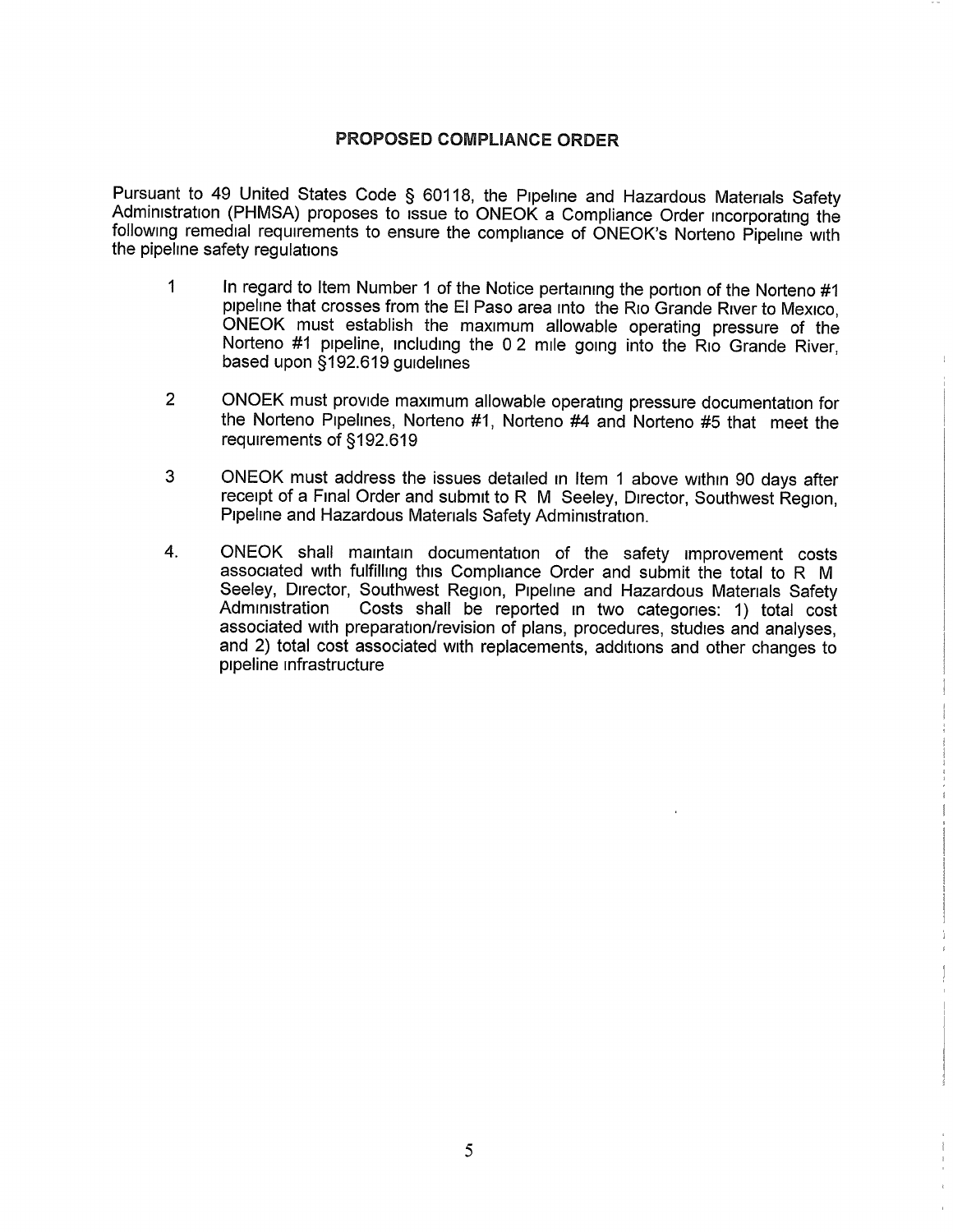## PROPOSED COMPLIANCE ORDER

Pursuant to 49 United States Code § 60118, the Pipeline and Hazardous Materials Safety Administration (PHMSA) proposes to issue to ONEOK a Compliance Order incorporating the following remedial requirements to ensure the compliance of ONEOK's Norteno Pipeline with the pipeline safety regulations

1. In regard to Item Number 1 of the Notice pertaining the portion of the Norteno #1 pipeline that crosses from the El Paso area into the Rio Grande River to Mexico, ONEOK must establish the maximum allowable operating pressure of the Norteno #1 pipeline, including the 0 2 mile going into the Rio Grande River, based upon §192.619 guidelines

2. ONOEK must provide maximum allowable operating pressure documentation for the Norteno Pipelines, Norteno #1, Norteno #4 and Norteno #5 that meet the requirements of §192.619

3. ONEOK must address the issues detailed in Item 1 above within 90 days after receipt of a Final Order and submit to R M Seeley, Director, Southwest Region, Pipeline and Hazardous Materials Safety Administration.

4. ONEOK shall maintain documentation of the safety improvement costs associated with fulfilling this Compliance Order and submit the total to R M Seeley, Director, Southwest Region, Pipeline and Hazardous Materials Safety Administration Costs shall be reported in two categories: 1) total cost associated with preparation/revision of plans, procedures, studies and analyses, and 2) total cost associated with replacements, additions and other changes to pipeline infrastructure